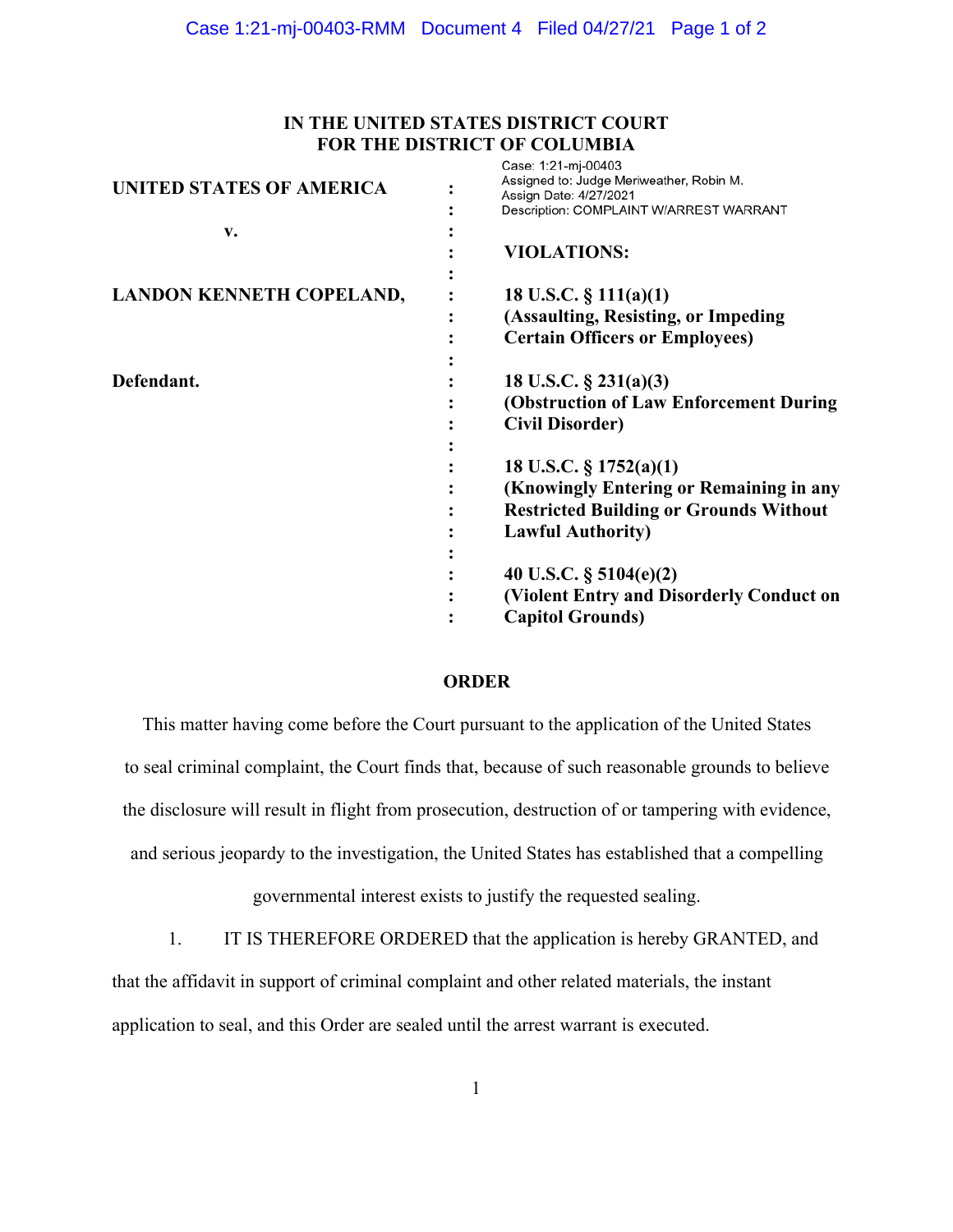**IN THE UNITED STATES DISTRICT COURT**
**FOR THE DISTRICT OF COLUMBIA**

| | | |
|---|---|---|
| **UNITED STATES OF AMERICA** | : | Case: 1:21-mj-00403<br>Assigned to: Judge Meriweather, Robin M.<br>Assign Date: 4/27/2021<br>Description: COMPLAINT W/ARREST WARRANT |
| **v.** | : | **VIOLATIONS:** |
| **LANDON KENNETH COPELAND,** | : | **18 U.S.C. § 111(a)(1)**<br>**(Assaulting, Resisting, or Impeding Certain Officers or Employees)** |
| **Defendant.** | : | **18 U.S.C. § 231(a)(3)**<br>**(Obstruction of Law Enforcement During Civil Disorder)** |
| | : | **18 U.S.C. § 1752(a)(1)**<br>**(Knowingly Entering or Remaining in any Restricted Building or Grounds Without Lawful Authority)** |
| | : | **40 U.S.C. § 5104(e)(2)**<br>**(Violent Entry and Disorderly Conduct on Capitol Grounds)** |

**ORDER**

This matter having come before the Court pursuant to the application of the United States to seal criminal complaint, the Court finds that, because of such reasonable grounds to believe the disclosure will result in flight from prosecution, destruction of or tampering with evidence, and serious jeopardy to the investigation, the United States has established that a compelling governmental interest exists to justify the requested sealing.

1. IT IS THEREFORE ORDERED that the application is hereby GRANTED, and that the affidavit in support of criminal complaint and other related materials, the instant application to seal, and this Order are sealed until the arrest warrant is executed.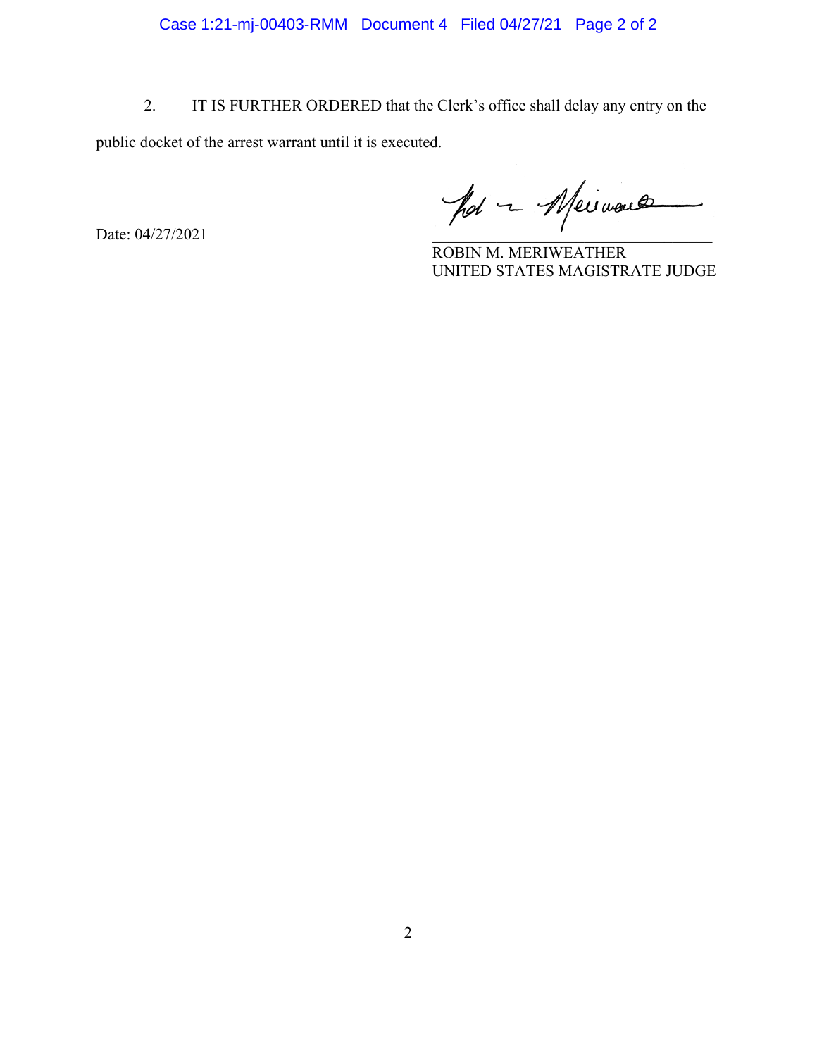2. IT IS FURTHER ORDERED that the Clerk's office shall delay any entry on the public docket of the arrest warrant until it is executed.

Date: 04/27/2021

ROBIN M. MERIWEATHER
UNITED STATES MAGISTRATE JUDGE